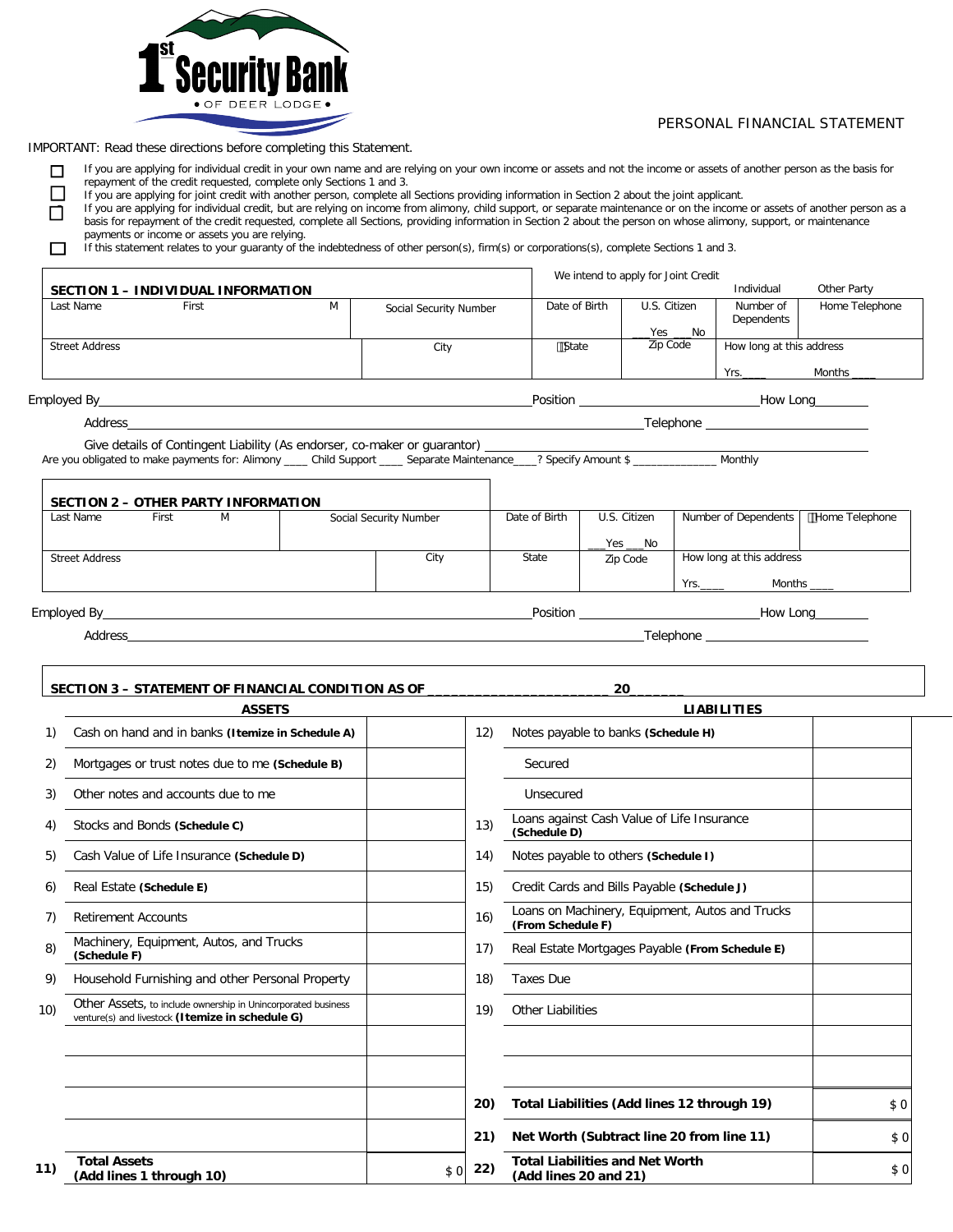1st Security Bank • OF DEER LODGE •

# PERSONAL FINANCIAL STATEMENT

IMPORTANT: Read these directions before completing this Statement.

- ☐ If you are applying for individual credit in your own name and are relying on your own income or assets and not the income or assets of another person as the basis for repayment of the credit requested, complete only Sections 1 and 3.
- ☐ If you are applying for joint credit with another person, complete all Sections providing information in Section 2 about the joint applicant.
- ☐ If you are applying for individual credit, but are relying on income from alimony, child support, or separate maintenance or on the income or assets of another person as a basis for repayment of the credit requested, complete all Sections, providing information in Section 2 about the person on whose alimony, support, or maintenance payments or income or assets you are relying.
- ☐ If this statement relates to your guaranty of the indebtedness of other person(s), firm(s) or corporations(s), complete Sections 1 and 3.

## SECTION 1 – INDIVIDUAL INFORMATION

We intend to apply for Joint Credit: Individual ___ Other Party ___

| Last Name | First | M | Social Security Number | Date of Birth | U.S. Citizen | Number of Dependents | Home Telephone |
|---|---|---|---|---|---|---|---|
| | | | | | ___Yes ___No | | |

| Street Address | City | State | Zip Code | How long at this address |
|---|---|---|---|---|
| | | | | Yrs.____ Months ____ |

Employed By ________________ Position ________________ How Long ________

Address ________________ Telephone ________________

Give details of Contingent Liability (As endorser, co-maker or guarantor) ________________

Are you obligated to make payments for: Alimony ____ Child Support ____ Separate Maintenance____? Specify Amount $ ______________ Monthly

## SECTION 2 – OTHER PARTY INFORMATION

| Last Name | First | M | Social Security Number | Date of Birth | U.S. Citizen | Number of Dependents | Home Telephone |
|---|---|---|---|---|---|---|---|
| | | | | | ___Yes ___No | | |

| Street Address | City | State | Zip Code | How long at this address |
|---|---|---|---|---|
| | | | | Yrs.____ Months ____ |

Employed By ________________ Position ________________ How Long ________

Address ________________ Telephone ________________

## SECTION 3 – STATEMENT OF FINANCIAL CONDITION AS OF ______________________ 20______

| | ASSETS | | | LIABILITIES | |
|---|---|---|---|---|---|
| 1) | Cash on hand and in banks **(Itemize in Schedule A)** | | 12) | Notes payable to banks **(Schedule H)** | |
| 2) | Mortgages or trust notes due to me **(Schedule B)** | | | Secured | |
| 3) | Other notes and accounts due to me | | | Unsecured | |
| 4) | Stocks and Bonds **(Schedule C)** | | 13) | Loans against Cash Value of Life Insurance **(Schedule D)** | |
| 5) | Cash Value of Life Insurance **(Schedule D)** | | 14) | Notes payable to others **(Schedule I)** | |
| 6) | Real Estate **(Schedule E)** | | 15) | Credit Cards and Bills Payable **(Schedule J)** | |
| 7) | Retirement Accounts | | 16) | Loans on Machinery, Equipment, Autos and Trucks **(From Schedule F)** | |
| 8) | Machinery, Equipment, Autos, and Trucks **(Schedule F)** | | 17) | Real Estate Mortgages Payable **(From Schedule E)** | |
| 9) | Household Furnishing and other Personal Property | | 18) | Taxes Due | |
| 10) | Other Assets, to include ownership in Unincorporated business venture(s) and livestock **(Itemize in schedule G)** | | 19) | Other Liabilities | |
| | | | | | |
| | | | | | |
| | | | **20)** | **Total Liabilities (Add lines 12 through 19)** | $ 0 |
| | | | **21)** | **Net Worth (Subtract line 20 from line 11)** | $ 0 |
| **11)** | **Total Assets (Add lines 1 through 10)** | $ 0 | **22)** | **Total Liabilities and Net Worth (Add lines 20 and 21)** | $ 0 |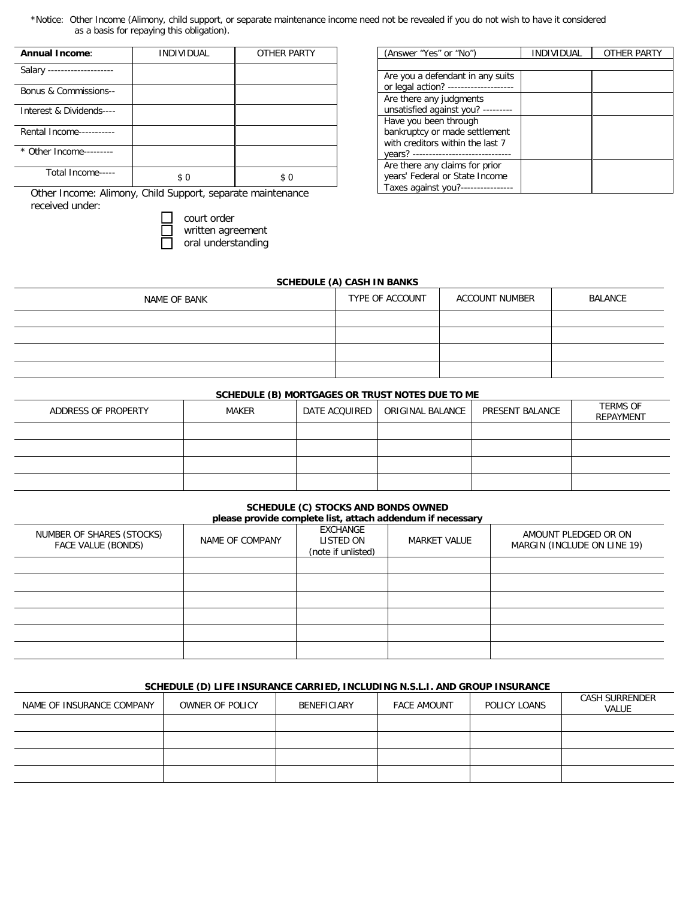*Notice: Other Income (Alimony, child support, or separate maintenance income need not be revealed if you do not wish to have it considered as a basis for repaying this obligation).

| **Annual Income**: | INDIVIDUAL | OTHER PARTY |
|---|---|---|
| Salary -------------------- | | |
| Bonus & Commissions-- | | |
| Interest & Dividends---- | | |
| Rental Income----------- | | |
| * Other Income--------- | | |
| Total Income----- | $ 0 | $ 0 |

Other Income: Alimony, Child Support, separate maintenance received under:

- ☐ court order
- ☐ written agreement
- ☐ oral understanding

| (Answer "Yes" or "No") | INDIVIDUAL | OTHER PARTY |
|---|---|---|
| | | |
| Are you a defendant in any suits or legal action? -------------------- | | |
| Are there any judgments unsatisfied against you? --------- | | |
| Have you been through bankruptcy or made settlement with creditors within the last 7 years? ------------------------------ | | |
| Are there any claims for prior years' Federal or State Income Taxes against you?---------------- | | |

**SCHEDULE (A) CASH IN BANKS**

| NAME OF BANK | TYPE OF ACCOUNT | ACCOUNT NUMBER | BALANCE |
|---|---|---|---|
| | | | |
| | | | |
| | | | |
| | | | |

**SCHEDULE (B) MORTGAGES OR TRUST NOTES DUE TO ME**

| ADDRESS OF PROPERTY | MAKER | DATE ACQUIRED | ORIGINAL BALANCE | PRESENT BALANCE | TERMS OF REPAYMENT |
|---|---|---|---|---|---|
| | | | | | |
| | | | | | |
| | | | | | |
| | | | | | |

**SCHEDULE (C) STOCKS AND BONDS OWNED**
**please provide complete list, attach addendum if necessary**

| NUMBER OF SHARES (STOCKS) FACE VALUE (BONDS) | NAME OF COMPANY | EXCHANGE LISTED ON (note if unlisted) | MARKET VALUE | AMOUNT PLEDGED OR ON MARGIN (INCLUDE ON LINE 19) |
|---|---|---|---|---|
| | | | | |
| | | | | |
| | | | | |
| | | | | |
| | | | | |
| | | | | |

**SCHEDULE (D) LIFE INSURANCE CARRIED, INCLUDING N.S.L.I. AND GROUP INSURANCE**

| NAME OF INSURANCE COMPANY | OWNER OF POLICY | BENEFICIARY | FACE AMOUNT | POLICY LOANS | CASH SURRENDER VALUE |
|---|---|---|---|---|---|
| | | | | | |
| | | | | | |
| | | | | | |
| | | | | | |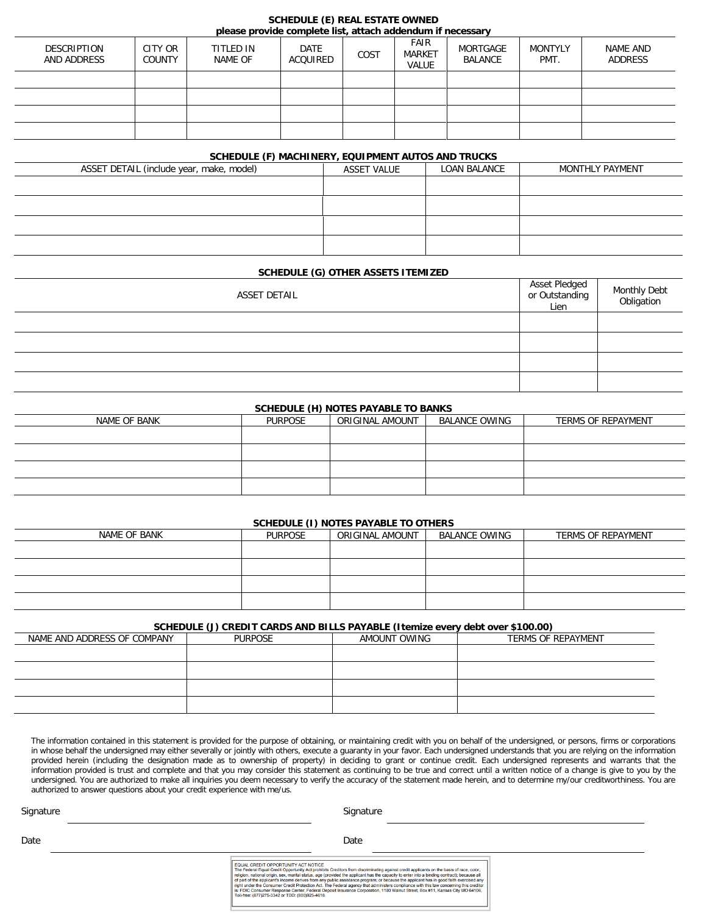## SCHEDULE (E) REAL ESTATE OWNED
**please provide complete list, attach addendum if necessary**

| DESCRIPTION AND ADDRESS | CITY OR COUNTY | TITLED IN NAME OF | DATE ACQUIRED | COST | FAIR MARKET VALUE | MORTGAGE BALANCE | MONTLY PMT. | NAME AND ADDRESS |
|---|---|---|---|---|---|---|---|---|
| | | | | | | | | |
| | | | | | | | | |
| | | | | | | | | |
| | | | | | | | | |

## SCHEDULE (F) MACHINERY, EQUIPMENT AUTOS AND TRUCKS

| ASSET DETAIL (include year, make, model) | ASSET VALUE | LOAN BALANCE | MONTHLY PAYMENT |
|---|---|---|---|
| | | | |
| | | | |
| | | | |
| | | | |

## SCHEDULE (G) OTHER ASSETS ITEMIZED

| ASSET DETAIL | Asset Pledged or Outstanding Lien | Monthly Debt Obligation |
|---|---|---|
| | | |
| | | |
| | | |
| | | |

## SCHEDULE (H) NOTES PAYABLE TO BANKS

| NAME OF BANK | PURPOSE | ORIGINAL AMOUNT | BALANCE OWING | TERMS OF REPAYMENT |
|---|---|---|---|---|
| | | | | |
| | | | | |
| | | | | |
| | | | | |

## SCHEDULE (I) NOTES PAYABLE TO OTHERS

| NAME OF BANK | PURPOSE | ORIGINAL AMOUNT | BALANCE OWING | TERMS OF REPAYMENT |
|---|---|---|---|---|
| | | | | |
| | | | | |
| | | | | |
| | | | | |

## SCHEDULE (J) CREDIT CARDS AND BILLS PAYABLE (Itemize every debt over $100.00)

| NAME AND ADDRESS OF COMPANY | PURPOSE | AMOUNT OWING | TERMS OF REPAYMENT |
|---|---|---|---|
| | | | |
| | | | |
| | | | |
| | | | |

The information contained in this statement is provided for the purpose of obtaining, or maintaining credit with you on behalf of the undersigned, or persons, firms or corporations in whose behalf the undersigned may either severally or jointly with others, execute a guaranty in your favor. Each undersigned understands that you are relying on the information provided herein (including the designation made as to ownership of property) in deciding to grant or continue credit. Each undersigned represents and warrants that the information provided is trust and complete and that you may consider this statement as continuing to be true and correct until a written notice of a change is give to you by the undersigned. You are authorized to make all inquiries you deem necessary to verify the accuracy of the statement made herein, and to determine my/our creditworthiness. You are authorized to answer questions about your credit experience with me/us.

Signature ______________________ Signature ______________________

Date ______________________ Date ______________________

EQUAL CREDIT OPPORTUNITY ACT NOTICE
The Federal Equal Credit Opportunity Act prohibits Creditors from discriminating against credit applicants on the basis of race, color, religion, national origin, sex, marital status, age (provided the applicant has the capacity to enter into a binding contract); because all of part of the applicant's income derives from any public assistance program; or because the applicant has in good faith exercised any right under the Consumer Credit Protection Act. The Federal agency that administers compliance with this law concerning this creditor is: FDIC Consumer Response Center, Federal Deposit Insurance Corporation, 1100 Walnut Street, Box #11, Kansas City MO 64106, Toll-free: (877)275-3342 or TDD: (800)925-4618.